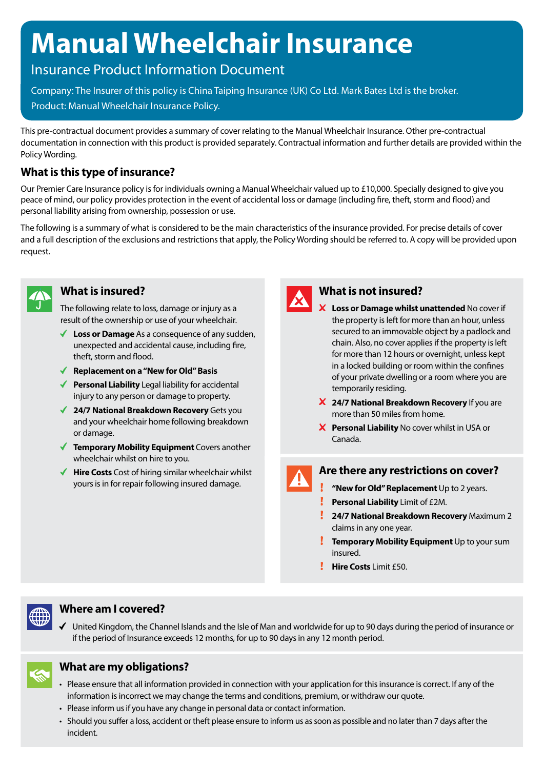# Manual Wheelchair Insurance

## Insurance Product Information Document

Company: The Insurer of this policy is China Taiping Insurance (UK) Co Ltd. Mark Bates Ltd is the broker.

Product: Manual Wheelchair Insurance Policy.

This pre-contractual document provides a summary of cover relating to the Manual Wheelchair Insurance. Other pre-contractual documentation in connection with this product is provided separately. Contractual information and further details are provided within the Policy Wording.

### What is this type of insurance?

Our Premier Care Insurance policy is for individuals owning a Manual Wheelchair valued up to £10,000. Specially designed to give you peace of mind, our policy provides protection in the event of accidental loss or damage (including fire, theft, storm and flood) and personal liability arising from ownership, possession or use.

The following is a summary of what is considered to be the main characteristics of the insurance provided. For precise details of cover and a full description of the exclusions and restrictions that apply, the Policy Wording should be referred to. A copy will be provided upon request.

### What is insured?

The following relate to loss, damage or injury as a result of the ownership or use of your wheelchair.

- ✔ **Loss or Damage** As a consequence of any sudden, unexpected and accidental cause, including fire, theft, storm and flood.
- ✔ **Replacement on a "New for Old" Basis**
- ✔ **Personal Liability** Legal liability for accidental injury to any person or damage to property.
- ✔ **24/7 National Breakdown Recovery** Gets you and your wheelchair home following breakdown or damage.
- ✔ **Temporary Mobility Equipment** Covers another wheelchair whilst on hire to you.
- ✔ **Hire Costs** Cost of hiring similar wheelchair whilst yours is in for repair following insured damage.

### What is not insured?

- ✘ **Loss or Damage whilst unattended** No cover if the property is left for more than an hour, unless secured to an immovable object by a padlock and chain. Also, no cover applies if the property is left for more than 12 hours or overnight, unless kept in a locked building or room within the confines of your private dwelling or a room where you are temporarily residing.
- ✘ **24/7 National Breakdown Recovery** If you are more than 50 miles from home.
- ✘ **Personal Liability** No cover whilst in USA or Canada.

### Are there any restrictions on cover?

- ! **"New for Old" Replacement** Up to 2 years.
- ! **Personal Liability** Limit of £2M.
- ! **24/7 National Breakdown Recovery** Maximum 2 claims in any one year.
- ! **Temporary Mobility Equipment** Up to your sum insured.
- ! **Hire Costs** Limit £50.

### Where am I covered?

- ✔ United Kingdom, the Channel Islands and the Isle of Man and worldwide for up to 90 days during the period of insurance or if the period of Insurance exceeds 12 months, for up to 90 days in any 12 month period.

### What are my obligations?

- Please ensure that all information provided in connection with your application for this insurance is correct. If any of the information is incorrect we may change the terms and conditions, premium, or withdraw our quote.
- Please inform us if you have any change in personal data or contact information.
- Should you suffer a loss, accident or theft please ensure to inform us as soon as possible and no later than 7 days after the incident.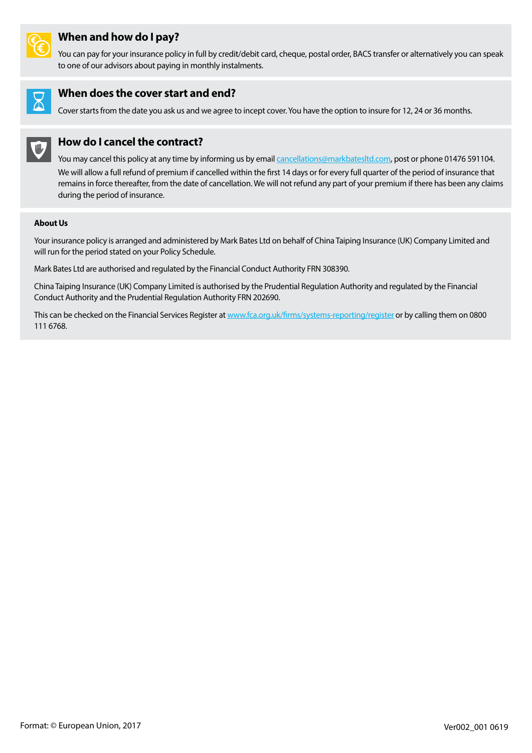## When and how do I pay?

You can pay for your insurance policy in full by credit/debit card, cheque, postal order, BACS transfer or alternatively you can speak to one of our advisors about paying in monthly instalments.

## When does the cover start and end?

Cover starts from the date you ask us and we agree to incept cover. You have the option to insure for 12, 24 or 36 months.

## How do I cancel the contract?

You may cancel this policy at any time by informing us by email cancellations@markbatesltd.com, post or phone 01476 591104.

We will allow a full refund of premium if cancelled within the first 14 days or for every full quarter of the period of insurance that remains in force thereafter, from the date of cancellation. We will not refund any part of your premium if there has been any claims during the period of insurance.

**About Us**

Your insurance policy is arranged and administered by Mark Bates Ltd on behalf of China Taiping Insurance (UK) Company Limited and will run for the period stated on your Policy Schedule.

Mark Bates Ltd are authorised and regulated by the Financial Conduct Authority FRN 308390.

China Taiping Insurance (UK) Company Limited is authorised by the Prudential Regulation Authority and regulated by the Financial Conduct Authority and the Prudential Regulation Authority FRN 202690.

This can be checked on the Financial Services Register at www.fca.org.uk/firms/systems-reporting/register or by calling them on 0800 111 6768.

Format: © European Union, 2017

Ver002_001 0619